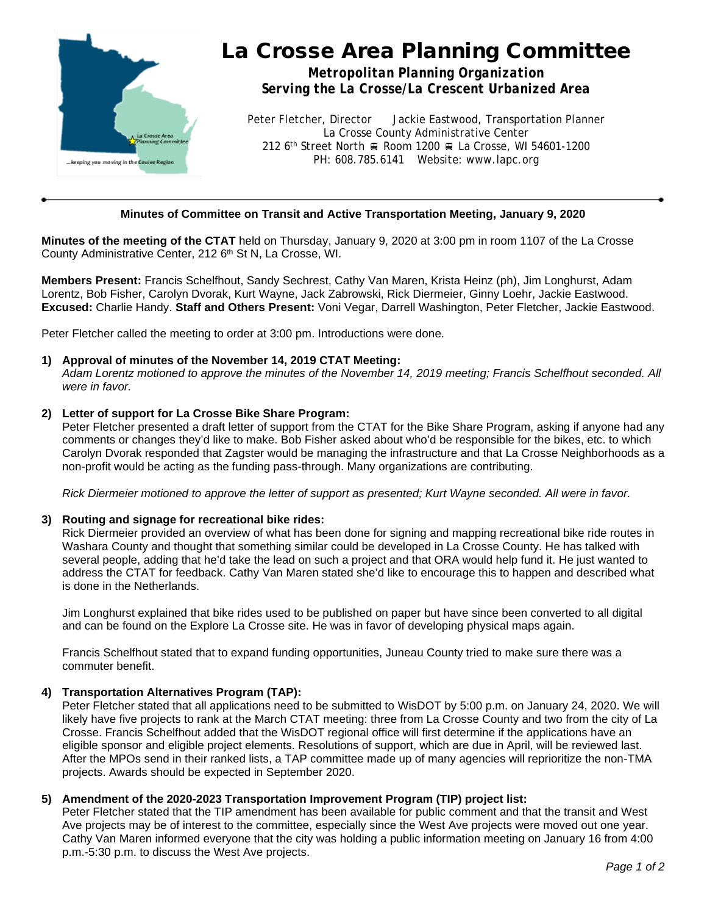# La Crosse Area Planning Committee

**Metropolitan Planning Organization**
**Serving the La Crosse/La Crescent Urbanized Area**

Peter Fletcher, Director  Jackie Eastwood, Transportation Planner
La Crosse County Administrative Center
212 6th Street North ■ Room 1200 ■ La Crosse, WI 54601-1200
PH: 608.785.6141  Website: www.lapc.org

---

**Minutes of Committee on Transit and Active Transportation Meeting, January 9, 2020**

**Minutes of the meeting of the CTAT** held on Thursday, January 9, 2020 at 3:00 pm in room 1107 of the La Crosse County Administrative Center, 212 6th St N, La Crosse, WI.

**Members Present:** Francis Schelfhout, Sandy Sechrest, Cathy Van Maren, Krista Heinz (ph), Jim Longhurst, Adam Lorentz, Bob Fisher, Carolyn Dvorak, Kurt Wayne, Jack Zabrowski, Rick Diermeier, Ginny Loehr, Jackie Eastwood. **Excused:** Charlie Handy. **Staff and Others Present:** Voni Vegar, Darrell Washington, Peter Fletcher, Jackie Eastwood.

Peter Fletcher called the meeting to order at 3:00 pm. Introductions were done.

**1) Approval of minutes of the November 14, 2019 CTAT Meeting:**
*Adam Lorentz motioned to approve the minutes of the November 14, 2019 meeting; Francis Schelfhout seconded. All were in favor.*

**2) Letter of support for La Crosse Bike Share Program:**
Peter Fletcher presented a draft letter of support from the CTAT for the Bike Share Program, asking if anyone had any comments or changes they'd like to make. Bob Fisher asked about who'd be responsible for the bikes, etc. to which Carolyn Dvorak responded that Zagster would be managing the infrastructure and that La Crosse Neighborhoods as a non-profit would be acting as the funding pass-through. Many organizations are contributing.

*Rick Diermeier motioned to approve the letter of support as presented; Kurt Wayne seconded. All were in favor.*

**3) Routing and signage for recreational bike rides:**
Rick Diermeier provided an overview of what has been done for signing and mapping recreational bike ride routes in Washara County and thought that something similar could be developed in La Crosse County. He has talked with several people, adding that he'd take the lead on such a project and that ORA would help fund it. He just wanted to address the CTAT for feedback. Cathy Van Maren stated she'd like to encourage this to happen and described what is done in the Netherlands.

Jim Longhurst explained that bike rides used to be published on paper but have since been converted to all digital and can be found on the Explore La Crosse site. He was in favor of developing physical maps again.

Francis Schelfhout stated that to expand funding opportunities, Juneau County tried to make sure there was a commuter benefit.

**4) Transportation Alternatives Program (TAP):**
Peter Fletcher stated that all applications need to be submitted to WisDOT by 5:00 p.m. on January 24, 2020. We will likely have five projects to rank at the March CTAT meeting: three from La Crosse County and two from the city of La Crosse. Francis Schelfhout added that the WisDOT regional office will first determine if the applications have an eligible sponsor and eligible project elements. Resolutions of support, which are due in April, will be reviewed last. After the MPOs send in their ranked lists, a TAP committee made up of many agencies will reprioritize the non-TMA projects. Awards should be expected in September 2020.

**5) Amendment of the 2020-2023 Transportation Improvement Program (TIP) project list:**
Peter Fletcher stated that the TIP amendment has been available for public comment and that the transit and West Ave projects may be of interest to the committee, especially since the West Ave projects were moved out one year. Cathy Van Maren informed everyone that the city was holding a public information meeting on January 16 from 4:00 p.m.-5:30 p.m. to discuss the West Ave projects.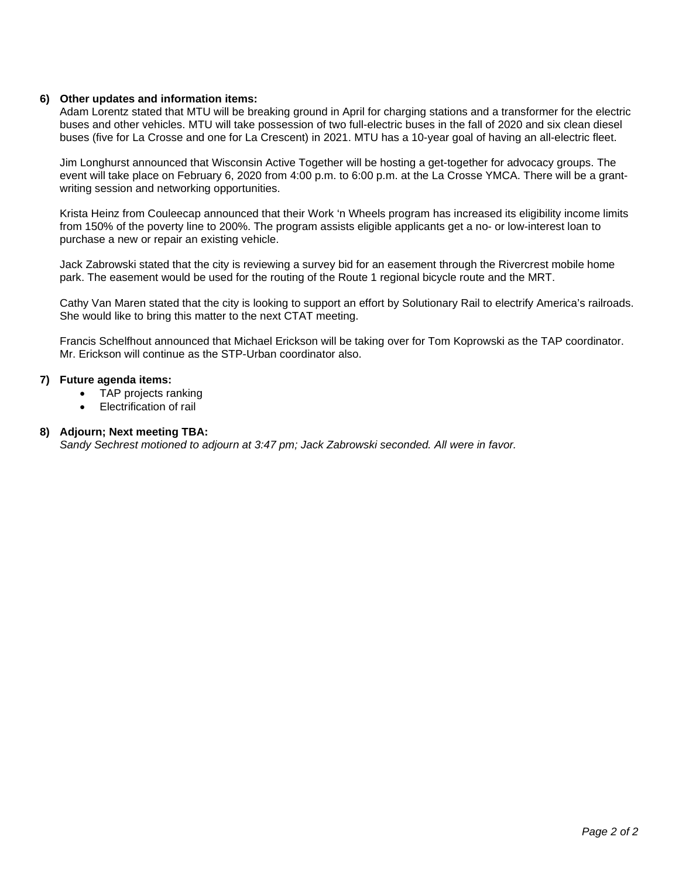**6) Other updates and information items:**

Adam Lorentz stated that MTU will be breaking ground in April for charging stations and a transformer for the electric buses and other vehicles. MTU will take possession of two full-electric buses in the fall of 2020 and six clean diesel buses (five for La Crosse and one for La Crescent) in 2021. MTU has a 10-year goal of having an all-electric fleet.

Jim Longhurst announced that Wisconsin Active Together will be hosting a get-together for advocacy groups. The event will take place on February 6, 2020 from 4:00 p.m. to 6:00 p.m. at the La Crosse YMCA. There will be a grant-writing session and networking opportunities.

Krista Heinz from Couleecap announced that their Work 'n Wheels program has increased its eligibility income limits from 150% of the poverty line to 200%. The program assists eligible applicants get a no- or low-interest loan to purchase a new or repair an existing vehicle.

Jack Zabrowski stated that the city is reviewing a survey bid for an easement through the Rivercrest mobile home park. The easement would be used for the routing of the Route 1 regional bicycle route and the MRT.

Cathy Van Maren stated that the city is looking to support an effort by Solutionary Rail to electrify America's railroads. She would like to bring this matter to the next CTAT meeting.

Francis Schelfhout announced that Michael Erickson will be taking over for Tom Koprowski as the TAP coordinator. Mr. Erickson will continue as the STP-Urban coordinator also.

**7) Future agenda items:**

- TAP projects ranking
- Electrification of rail

**8) Adjourn; Next meeting TBA:**

*Sandy Sechrest motioned to adjourn at 3:47 pm; Jack Zabrowski seconded. All were in favor.*